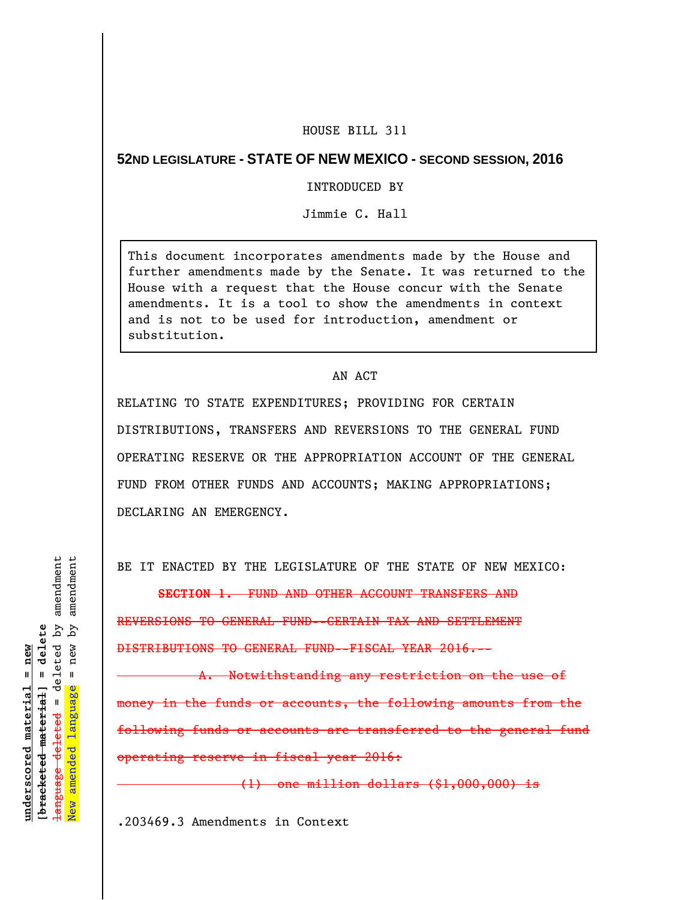HOUSE BILL 311

**52ND LEGISLATURE - STATE OF NEW MEXICO - SECOND SESSION, 2016**

INTRODUCED BY

Jimmie C. Hall

> This document incorporates amendments made by the House and further amendments made by the Senate. It was returned to the House with a request that the House concur with the Senate amendments. It is a tool to show the amendments in context and is not to be used for introduction, amendment or substitution.

AN ACT

RELATING TO STATE EXPENDITURES; PROVIDING FOR CERTAIN DISTRIBUTIONS, TRANSFERS AND REVERSIONS TO THE GENERAL FUND OPERATING RESERVE OR THE APPROPRIATION ACCOUNT OF THE GENERAL FUND FROM OTHER FUNDS AND ACCOUNTS; MAKING APPROPRIATIONS; DECLARING AN EMERGENCY.

BE IT ENACTED BY THE LEGISLATURE OF THE STATE OF NEW MEXICO:

~~**SECTION 1. FUND AND OTHER ACCOUNT TRANSFERS AND REVERSIONS TO GENERAL FUND--CERTAIN TAX AND SETTLEMENT DISTRIBUTIONS TO GENERAL FUND--FISCAL YEAR 2016.--**~~

~~A. Notwithstanding any restriction on the use of money in the funds or accounts, the following amounts from the following funds or accounts are transferred to the general fund operating reserve in fiscal year 2016:~~

~~(1) one million dollars ($1,000,000) is~~

.203469.3 Amendments in Context

underscored material = new
[bracketed material] = delete
~~language deleted~~ = deleted by amendment
New amended language = new by amendment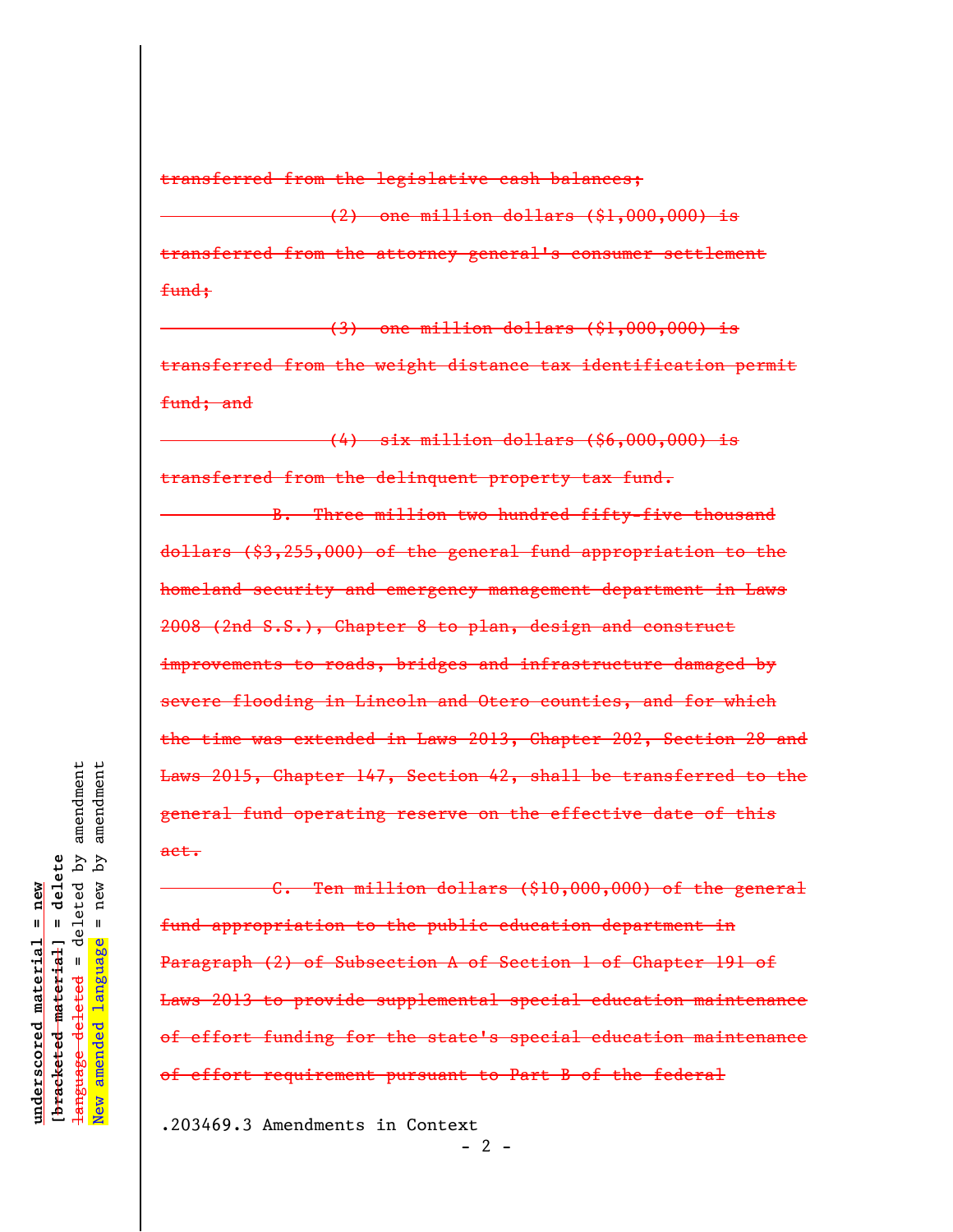~~transferred from the legislative cash balances;~~

~~(2) one million dollars ($1,000,000) is transferred from the attorney general's consumer settlement fund;~~

~~(3) one million dollars ($1,000,000) is transferred from the weight distance tax identification permit fund; and~~

~~(4) six million dollars ($6,000,000) is transferred from the delinquent property tax fund.~~

~~B. Three million two hundred fifty-five thousand dollars ($3,255,000) of the general fund appropriation to the homeland security and emergency management department in Laws 2008 (2nd S.S.), Chapter 8 to plan, design and construct improvements to roads, bridges and infrastructure damaged by severe flooding in Lincoln and Otero counties, and for which the time was extended in Laws 2013, Chapter 202, Section 28 and Laws 2015, Chapter 147, Section 42, shall be transferred to the general fund operating reserve on the effective date of this act.~~

~~C. Ten million dollars ($10,000,000) of the general fund appropriation to the public education department in Paragraph (2) of Subsection A of Section 1 of Chapter 191 of Laws 2013 to provide supplemental special education maintenance of effort funding for the state's special education maintenance of effort requirement pursuant to Part B of the federal~~

.203469.3 Amendments in Context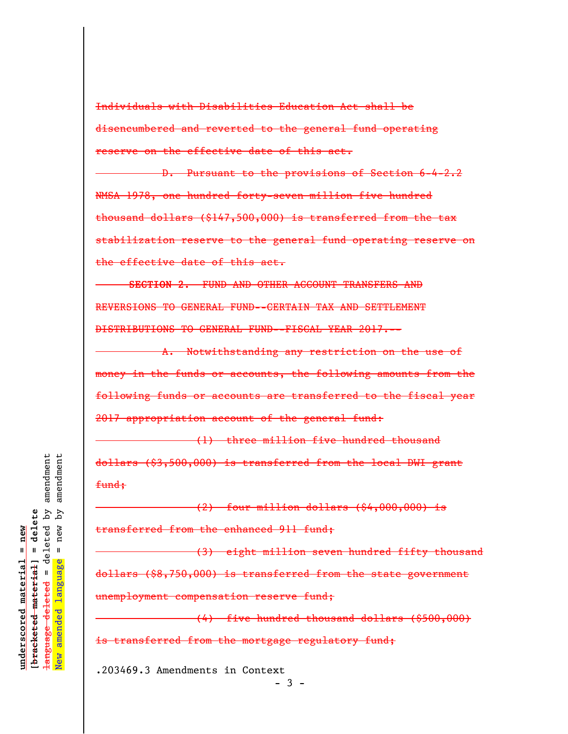~~Individuals with Disabilities Education Act shall be disencumbered and reverted to the general fund operating reserve on the effective date of this act.~~

~~D. Pursuant to the provisions of Section 6-4-2.2 NMSA 1978, one hundred forty-seven million five hundred thousand dollars ($147,500,000) is transferred from the tax stabilization reserve to the general fund operating reserve on the effective date of this act.~~

~~**SECTION 2.** FUND AND OTHER ACCOUNT TRANSFERS AND REVERSIONS TO GENERAL FUND--CERTAIN TAX AND SETTLEMENT DISTRIBUTIONS TO GENERAL FUND--FISCAL YEAR 2017.--~~

~~A. Notwithstanding any restriction on the use of money in the funds or accounts, the following amounts from the following funds or accounts are transferred to the fiscal year 2017 appropriation account of the general fund:~~

~~(1) three million five hundred thousand dollars ($3,500,000) is transferred from the local DWI grant fund;~~

~~(2) four million dollars ($4,000,000) is transferred from the enhanced 911 fund;~~

~~(3) eight million seven hundred fifty thousand dollars ($8,750,000) is transferred from the state government unemployment compensation reserve fund;~~

~~(4) five hundred thousand dollars ($500,000) is transferred from the mortgage regulatory fund;~~

.203469.3 Amendments in Context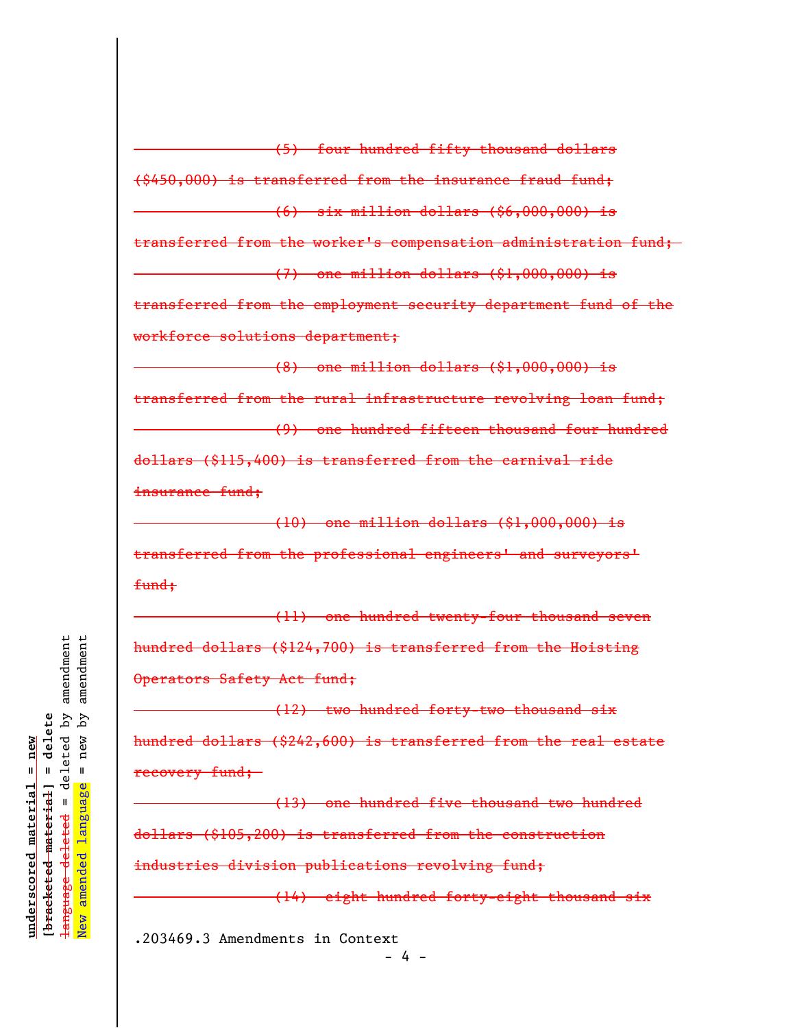~~(5) four hundred fifty thousand dollars ($450,000) is transferred from the insurance fraud fund;~~

~~(6) six million dollars ($6,000,000) is transferred from the worker's compensation administration fund;~~

~~(7) one million dollars ($1,000,000) is transferred from the employment security department fund of the workforce solutions department;~~

~~(8) one million dollars ($1,000,000) is transferred from the rural infrastructure revolving loan fund;~~

~~(9) one hundred fifteen thousand four hundred dollars ($115,400) is transferred from the carnival ride insurance fund;~~

~~(10) one million dollars ($1,000,000) is transferred from the professional engineers' and surveyors' fund;~~

~~(11) one hundred twenty-four thousand seven hundred dollars ($124,700) is transferred from the Hoisting Operators Safety Act fund;~~

~~(12) two hundred forty-two thousand six hundred dollars ($242,600) is transferred from the real estate recovery fund;~~

~~(13) one hundred five thousand two hundred dollars ($105,200) is transferred from the construction industries division publications revolving fund;~~

~~(14) eight hundred forty-eight thousand six~~

.203469.3 Amendments in Context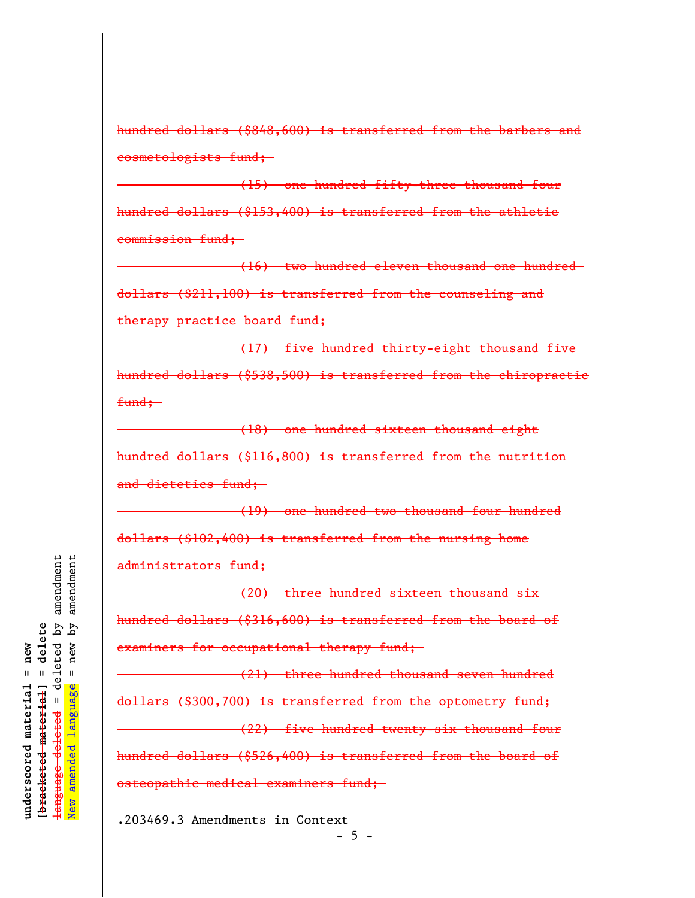~~hundred dollars ($848,600) is transferred from the barbers and cosmetologists fund;~~

~~(15) one hundred fifty-three thousand four hundred dollars ($153,400) is transferred from the athletic commission fund;~~

~~(16) two hundred eleven thousand one hundred dollars ($211,100) is transferred from the counseling and therapy practice board fund;~~

~~(17) five hundred thirty-eight thousand five hundred dollars ($538,500) is transferred from the chiropractic fund;~~

~~(18) one hundred sixteen thousand eight hundred dollars ($116,800) is transferred from the nutrition and dietetics fund;~~

~~(19) one hundred two thousand four hundred dollars ($102,400) is transferred from the nursing home administrators fund;~~

~~(20) three hundred sixteen thousand six hundred dollars ($316,600) is transferred from the board of examiners for occupational therapy fund;~~

~~(21) three hundred thousand seven hundred dollars ($300,700) is transferred from the optometry fund;~~

~~(22) five hundred twenty-six thousand four hundred dollars ($526,400) is transferred from the board of osteopathic medical examiners fund;~~

.203469.3 Amendments in Context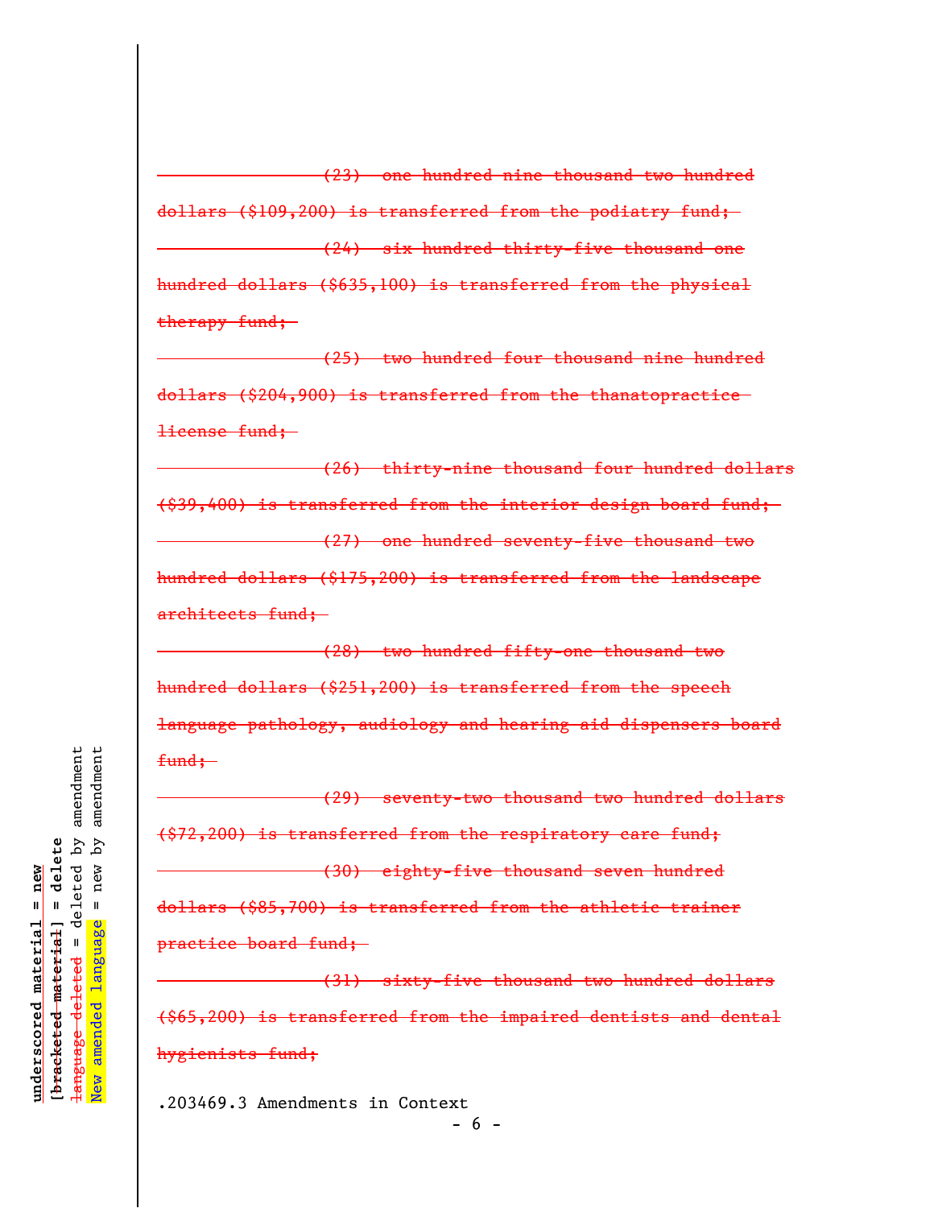~~(23) one hundred nine thousand two hundred dollars ($109,200) is transferred from the podiatry fund;~~

~~(24) six hundred thirty-five thousand one hundred dollars ($635,100) is transferred from the physical therapy fund;~~

~~(25) two hundred four thousand nine hundred dollars ($204,900) is transferred from the thanatopractice license fund;~~

~~(26) thirty-nine thousand four hundred dollars ($39,400) is transferred from the interior design board fund;~~

~~(27) one hundred seventy-five thousand two hundred dollars ($175,200) is transferred from the landscape architects fund;~~

~~(28) two hundred fifty-one thousand two hundred dollars ($251,200) is transferred from the speech language pathology, audiology and hearing aid dispensers board fund;~~

~~(29) seventy-two thousand two hundred dollars ($72,200) is transferred from the respiratory care fund;~~

~~(30) eighty-five thousand seven hundred dollars ($85,700) is transferred from the athletic trainer practice board fund;~~

~~(31) sixty-five thousand two hundred dollars ($65,200) is transferred from the impaired dentists and dental hygienists fund;~~

.203469.3 Amendments in Context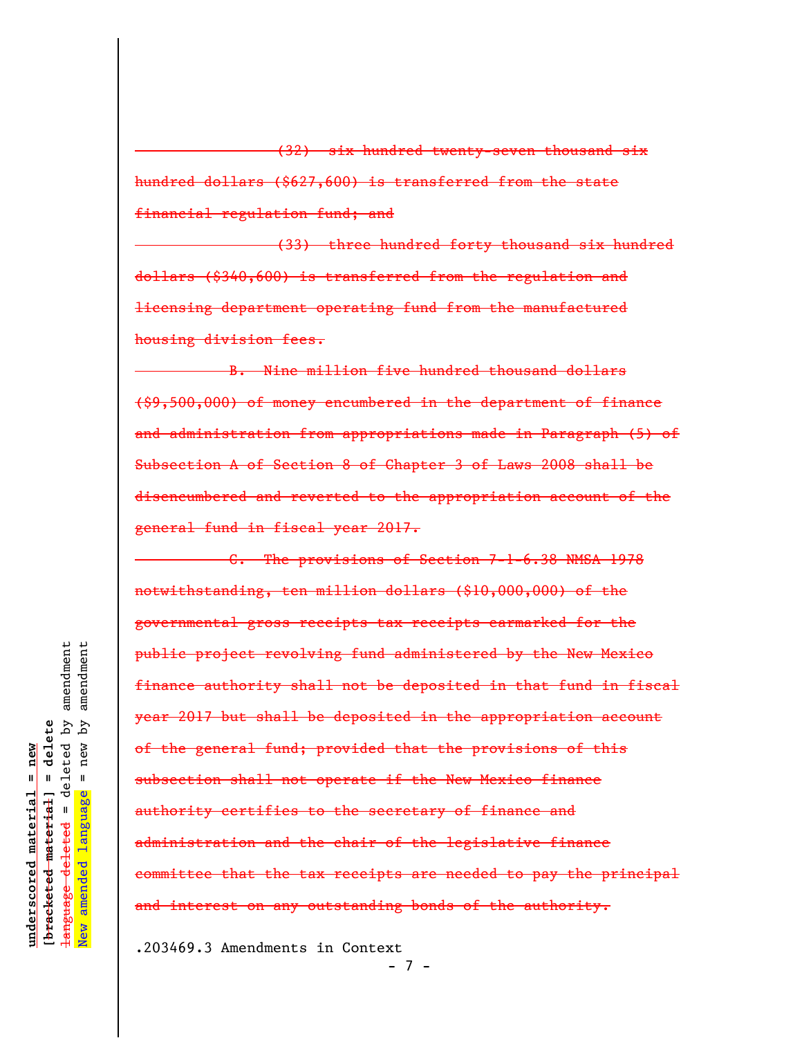~~(32) six hundred twenty-seven thousand six hundred dollars ($627,600) is transferred from the state financial regulation fund; and~~

~~(33) three hundred forty thousand six hundred dollars ($340,600) is transferred from the regulation and licensing department operating fund from the manufactured housing division fees.~~

~~B. Nine million five hundred thousand dollars ($9,500,000) of money encumbered in the department of finance and administration from appropriations made in Paragraph (5) of Subsection A of Section 8 of Chapter 3 of Laws 2008 shall be disencumbered and reverted to the appropriation account of the general fund in fiscal year 2017.~~

~~C. The provisions of Section 7-1-6.38 NMSA 1978 notwithstanding, ten million dollars ($10,000,000) of the governmental gross receipts tax receipts earmarked for the public project revolving fund administered by the New Mexico finance authority shall not be deposited in that fund in fiscal year 2017 but shall be deposited in the appropriation account of the general fund; provided that the provisions of this subsection shall not operate if the New Mexico finance authority certifies to the secretary of finance and administration and the chair of the legislative finance committee that the tax receipts are needed to pay the principal and interest on any outstanding bonds of the authority.~~

.203469.3 Amendments in Context

<u>underscored material</u> = new
[~~bracketed material~~] = delete
~~language deleted~~ = deleted by amendment
New amended language = new by amendment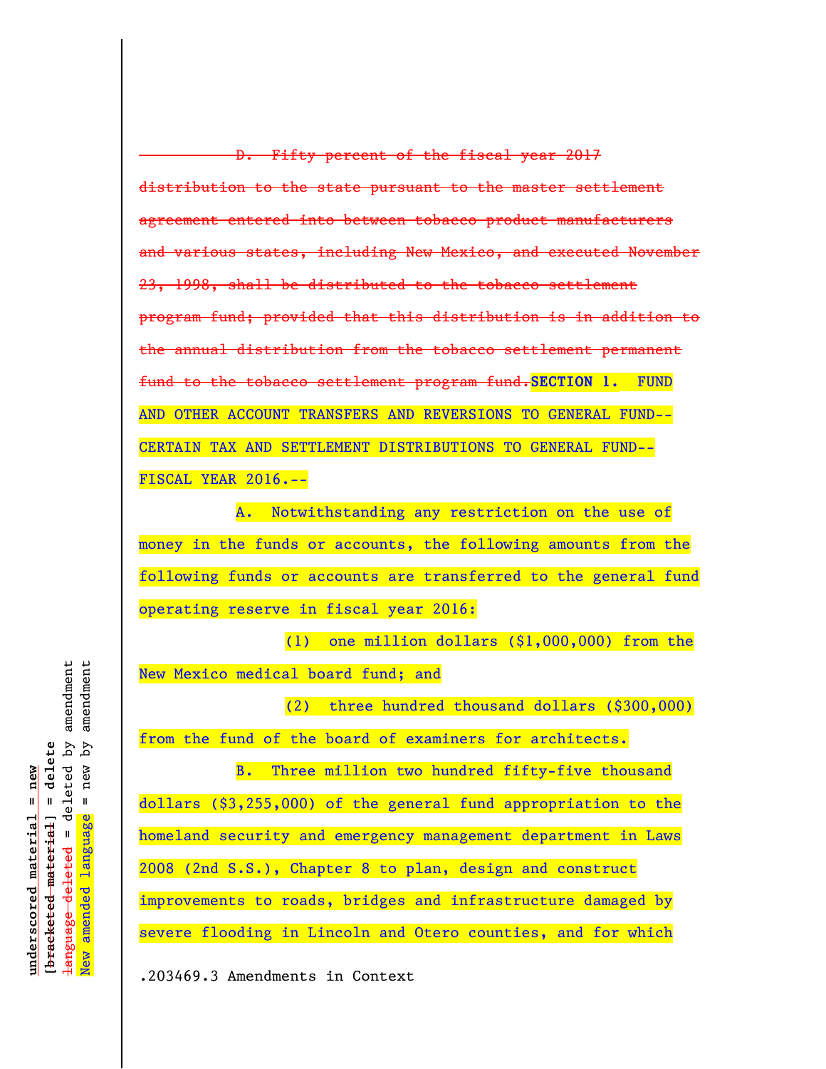~~D. Fifty percent of the fiscal year 2017 distribution to the state pursuant to the master settlement agreement entered into between tobacco product manufacturers and various states, including New Mexico, and executed November 23, 1998, shall be distributed to the tobacco settlement program fund; provided that this distribution is in addition to the annual distribution from the tobacco settlement permanent fund to the tobacco settlement program fund.~~**SECTION 1.** FUND AND OTHER ACCOUNT TRANSFERS AND REVERSIONS TO GENERAL FUND--CERTAIN TAX AND SETTLEMENT DISTRIBUTIONS TO GENERAL FUND--FISCAL YEAR 2016.--

A. Notwithstanding any restriction on the use of money in the funds or accounts, the following amounts from the following funds or accounts are transferred to the general fund operating reserve in fiscal year 2016:

(1) one million dollars ($1,000,000) from the New Mexico medical board fund; and

(2) three hundred thousand dollars ($300,000) from the fund of the board of examiners for architects.

B. Three million two hundred fifty-five thousand dollars ($3,255,000) of the general fund appropriation to the homeland security and emergency management department in Laws 2008 (2nd S.S.), Chapter 8 to plan, design and construct improvements to roads, bridges and infrastructure damaged by severe flooding in Lincoln and Otero counties, and for which

.203469.3 Amendments in Context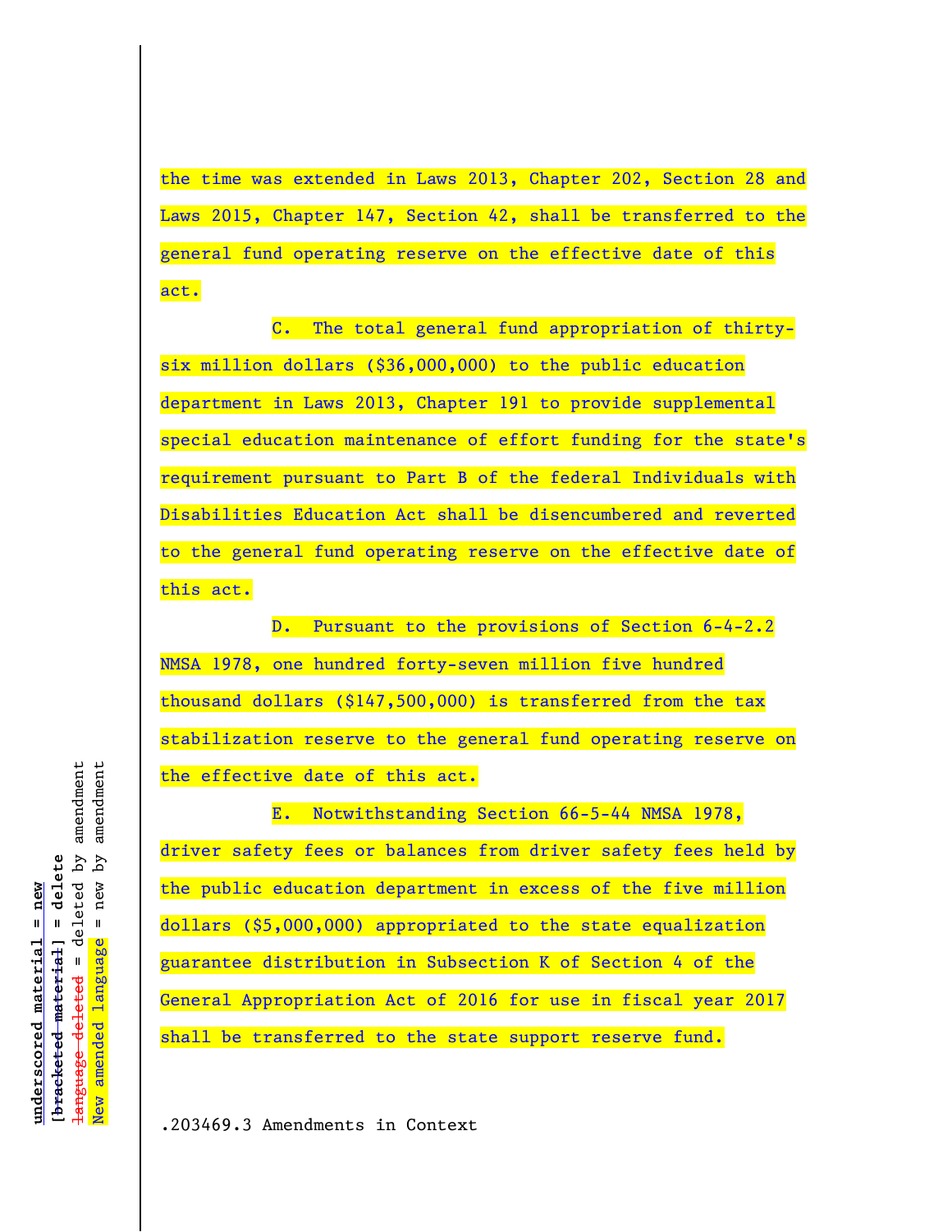the time was extended in Laws 2013, Chapter 202, Section 28 and Laws 2015, Chapter 147, Section 42, shall be transferred to the general fund operating reserve on the effective date of this act.

C. The total general fund appropriation of thirty-six million dollars ($36,000,000) to the public education department in Laws 2013, Chapter 191 to provide supplemental special education maintenance of effort funding for the state's requirement pursuant to Part B of the federal Individuals with Disabilities Education Act shall be disencumbered and reverted to the general fund operating reserve on the effective date of this act.

D. Pursuant to the provisions of Section 6-4-2.2 NMSA 1978, one hundred forty-seven million five hundred thousand dollars ($147,500,000) is transferred from the tax stabilization reserve to the general fund operating reserve on the effective date of this act.

E. Notwithstanding Section 66-5-44 NMSA 1978, driver safety fees or balances from driver safety fees held by the public education department in excess of the five million dollars ($5,000,000) appropriated to the state equalization guarantee distribution in Subsection K of Section 4 of the General Appropriation Act of 2016 for use in fiscal year 2017 shall be transferred to the state support reserve fund.

.203469.3 Amendments in Context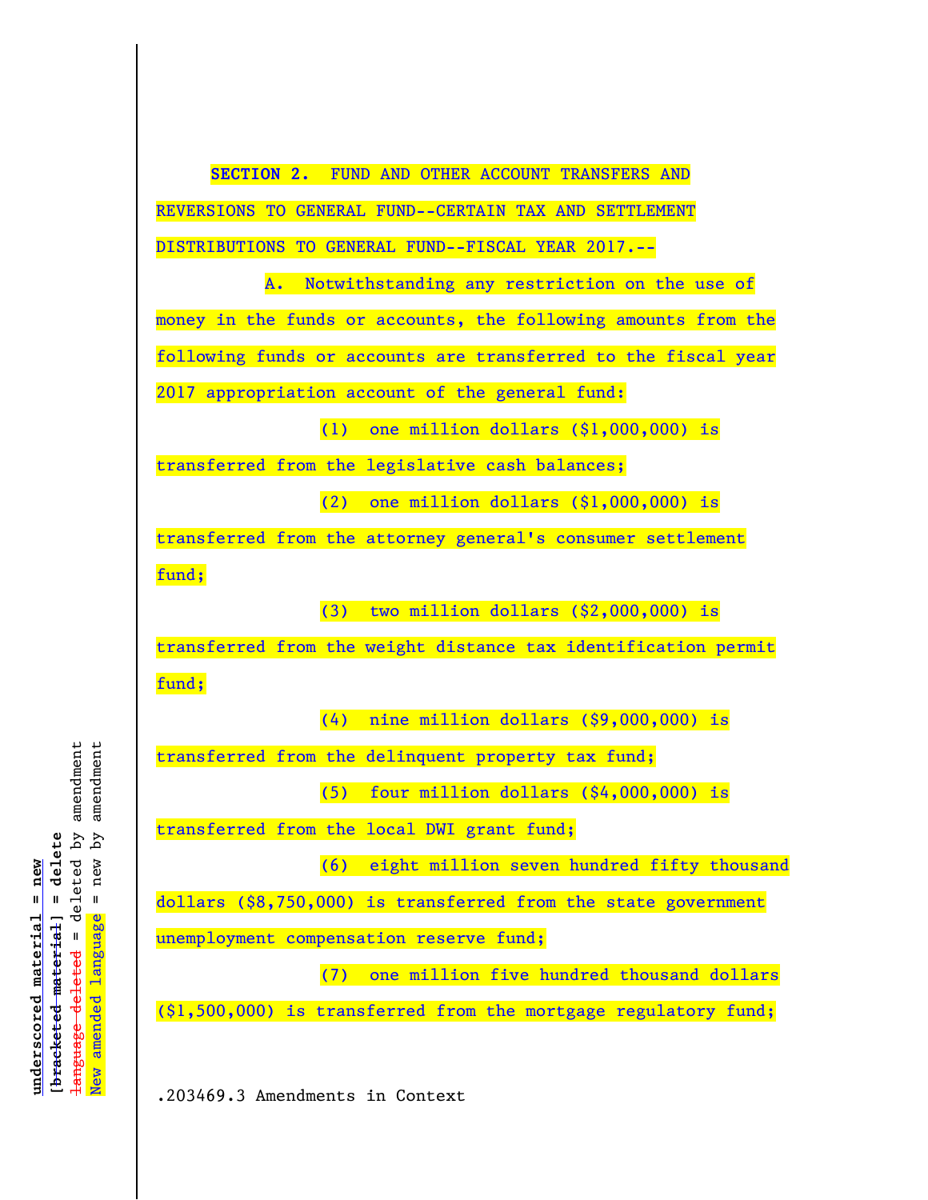**SECTION 2.** FUND AND OTHER ACCOUNT TRANSFERS AND REVERSIONS TO GENERAL FUND--CERTAIN TAX AND SETTLEMENT DISTRIBUTIONS TO GENERAL FUND--FISCAL YEAR 2017.--

A. Notwithstanding any restriction on the use of money in the funds or accounts, the following amounts from the following funds or accounts are transferred to the fiscal year 2017 appropriation account of the general fund:

(1) one million dollars ($1,000,000) is transferred from the legislative cash balances;

(2) one million dollars ($1,000,000) is transferred from the attorney general's consumer settlement fund;

(3) two million dollars ($2,000,000) is transferred from the weight distance tax identification permit fund;

(4) nine million dollars ($9,000,000) is transferred from the delinquent property tax fund;

(5) four million dollars ($4,000,000) is transferred from the local DWI grant fund;

(6) eight million seven hundred fifty thousand dollars ($8,750,000) is transferred from the state government unemployment compensation reserve fund;

(7) one million five hundred thousand dollars ($1,500,000) is transferred from the mortgage regulatory fund;

.203469.3 Amendments in Context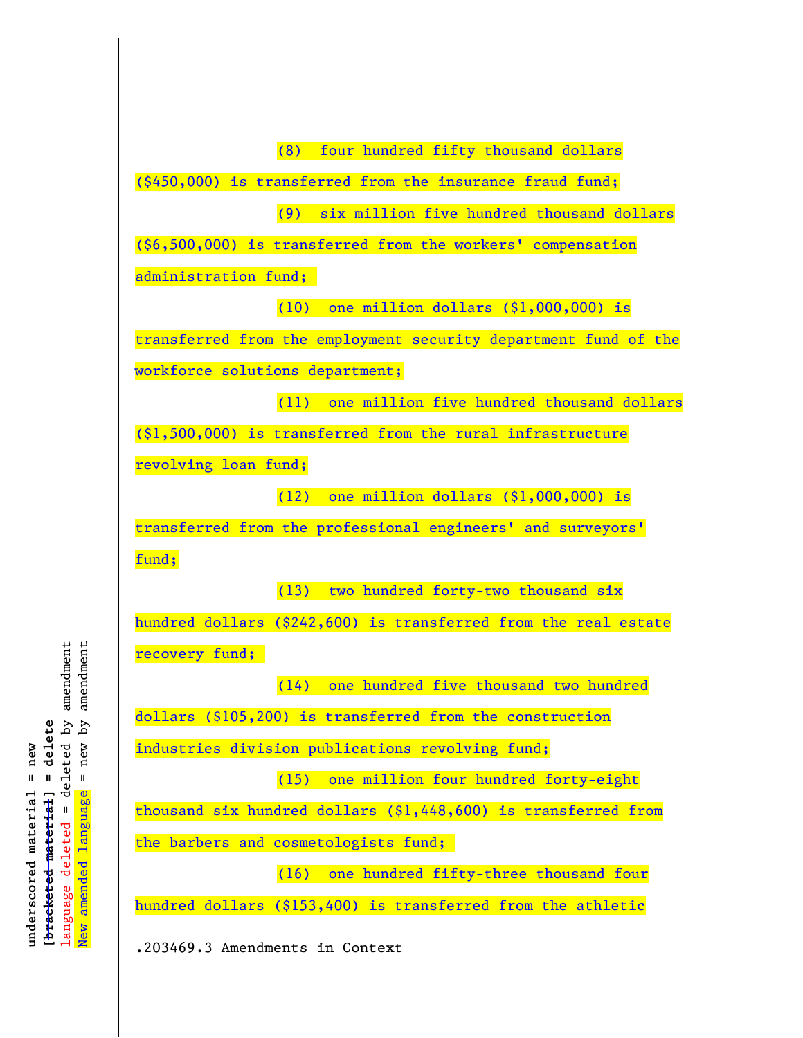(8) four hundred fifty thousand dollars ($450,000) is transferred from the insurance fraud fund;

(9) six million five hundred thousand dollars ($6,500,000) is transferred from the workers' compensation administration fund;

(10) one million dollars ($1,000,000) is transferred from the employment security department fund of the workforce solutions department;

(11) one million five hundred thousand dollars ($1,500,000) is transferred from the rural infrastructure revolving loan fund;

(12) one million dollars ($1,000,000) is transferred from the professional engineers' and surveyors' fund;

(13) two hundred forty-two thousand six hundred dollars ($242,600) is transferred from the real estate recovery fund;

(14) one hundred five thousand two hundred dollars ($105,200) is transferred from the construction industries division publications revolving fund;

(15) one million four hundred forty-eight thousand six hundred dollars ($1,448,600) is transferred from the barbers and cosmetologists fund;

(16) one hundred fifty-three thousand four hundred dollars ($153,400) is transferred from the athletic

.203469.3 Amendments in Context

underscored material = new
[bracketed material] = delete
language deleted = deleted by amendment
New amended language = new by amendment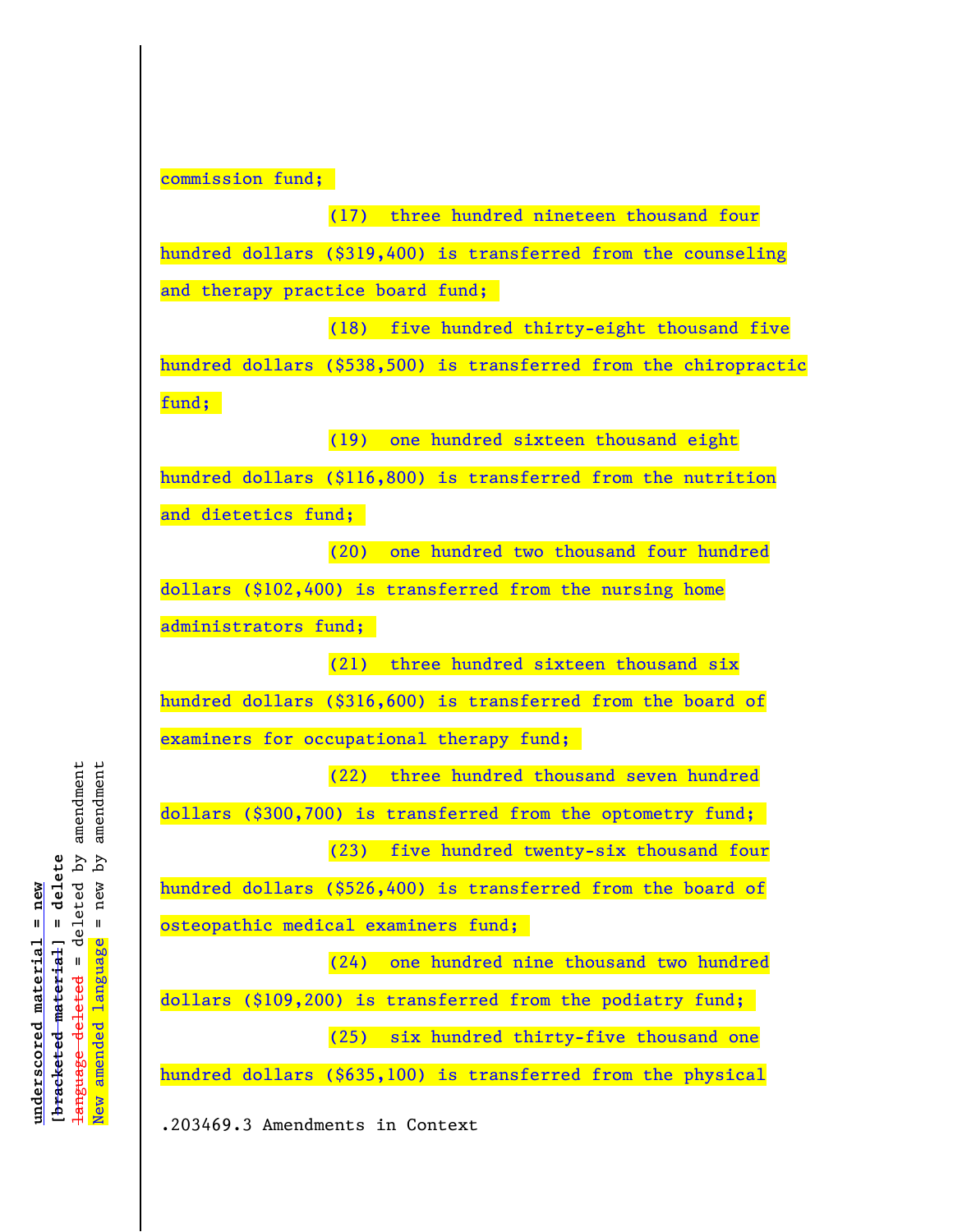commission fund;

(17) three hundred nineteen thousand four hundred dollars ($319,400) is transferred from the counseling and therapy practice board fund;

(18) five hundred thirty-eight thousand five hundred dollars ($538,500) is transferred from the chiropractic fund;

(19) one hundred sixteen thousand eight hundred dollars ($116,800) is transferred from the nutrition and dietetics fund;

(20) one hundred two thousand four hundred dollars ($102,400) is transferred from the nursing home administrators fund;

(21) three hundred sixteen thousand six hundred dollars ($316,600) is transferred from the board of examiners for occupational therapy fund;

(22) three hundred thousand seven hundred dollars ($300,700) is transferred from the optometry fund;

(23) five hundred twenty-six thousand four hundred dollars ($526,400) is transferred from the board of osteopathic medical examiners fund;

(24) one hundred nine thousand two hundred dollars ($109,200) is transferred from the podiatry fund;

(25) six hundred thirty-five thousand one hundred dollars ($635,100) is transferred from the physical

.203469.3 Amendments in Context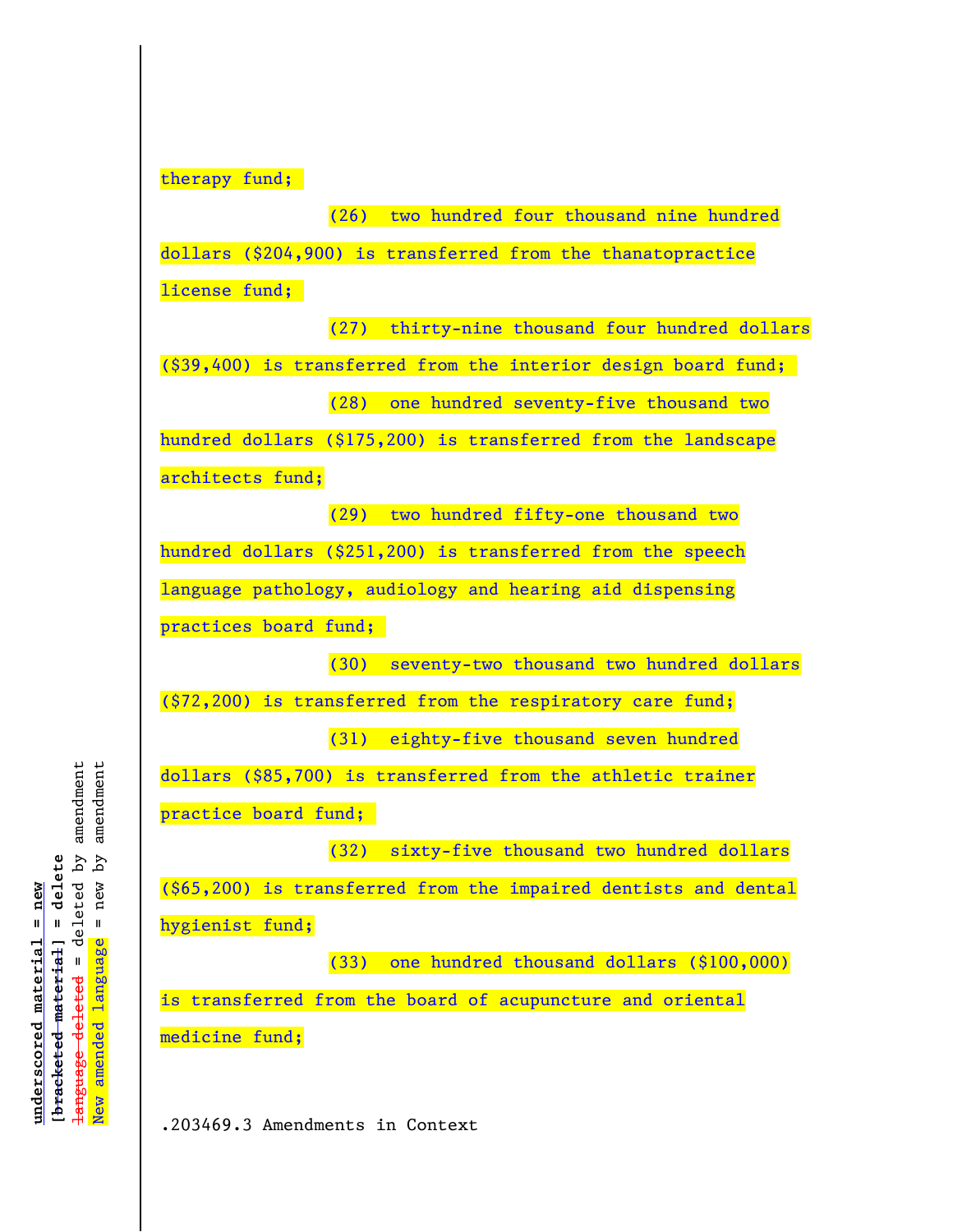therapy fund;

(26) two hundred four thousand nine hundred dollars ($204,900) is transferred from the thanatopractice license fund;

(27) thirty-nine thousand four hundred dollars ($39,400) is transferred from the interior design board fund;

(28) one hundred seventy-five thousand two hundred dollars ($175,200) is transferred from the landscape architects fund;

(29) two hundred fifty-one thousand two hundred dollars ($251,200) is transferred from the speech language pathology, audiology and hearing aid dispensing practices board fund;

(30) seventy-two thousand two hundred dollars ($72,200) is transferred from the respiratory care fund;

(31) eighty-five thousand seven hundred dollars ($85,700) is transferred from the athletic trainer practice board fund;

(32) sixty-five thousand two hundred dollars ($65,200) is transferred from the impaired dentists and dental hygienist fund;

(33) one hundred thousand dollars ($100,000) is transferred from the board of acupuncture and oriental medicine fund;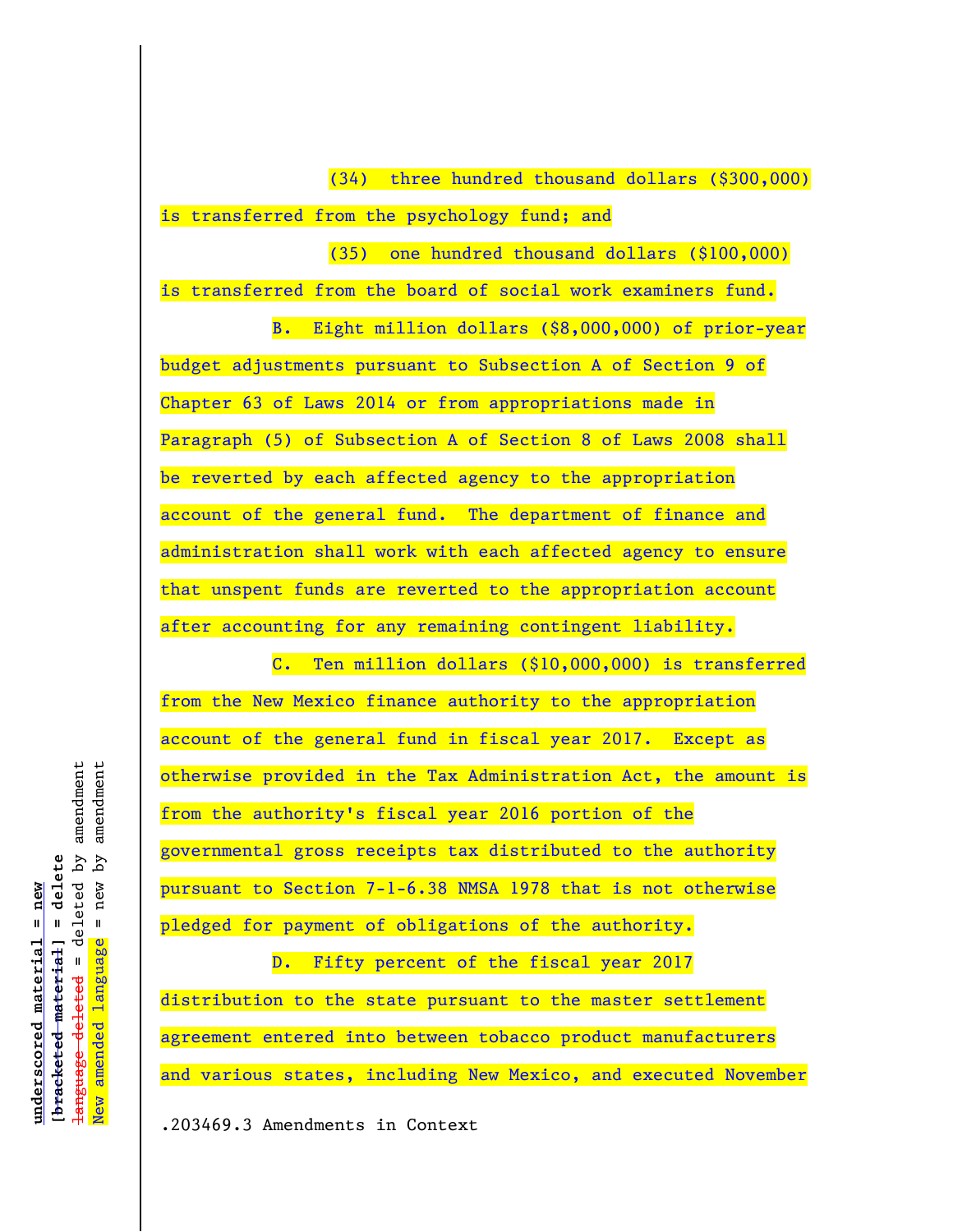(34) three hundred thousand dollars ($300,000) is transferred from the psychology fund; and

(35) one hundred thousand dollars ($100,000) is transferred from the board of social work examiners fund.

B. Eight million dollars ($8,000,000) of prior-year budget adjustments pursuant to Subsection A of Section 9 of Chapter 63 of Laws 2014 or from appropriations made in Paragraph (5) of Subsection A of Section 8 of Laws 2008 shall be reverted by each affected agency to the appropriation account of the general fund. The department of finance and administration shall work with each affected agency to ensure that unspent funds are reverted to the appropriation account after accounting for any remaining contingent liability.

C. Ten million dollars ($10,000,000) is transferred from the New Mexico finance authority to the appropriation account of the general fund in fiscal year 2017. Except as otherwise provided in the Tax Administration Act, the amount is from the authority's fiscal year 2016 portion of the governmental gross receipts tax distributed to the authority pursuant to Section 7-1-6.38 NMSA 1978 that is not otherwise pledged for payment of obligations of the authority.

D. Fifty percent of the fiscal year 2017 distribution to the state pursuant to the master settlement agreement entered into between tobacco product manufacturers and various states, including New Mexico, and executed November

.203469.3 Amendments in Context

underscored material = new
[bracketed material] = delete
language deleted = deleted by amendment
New amended language = new by amendment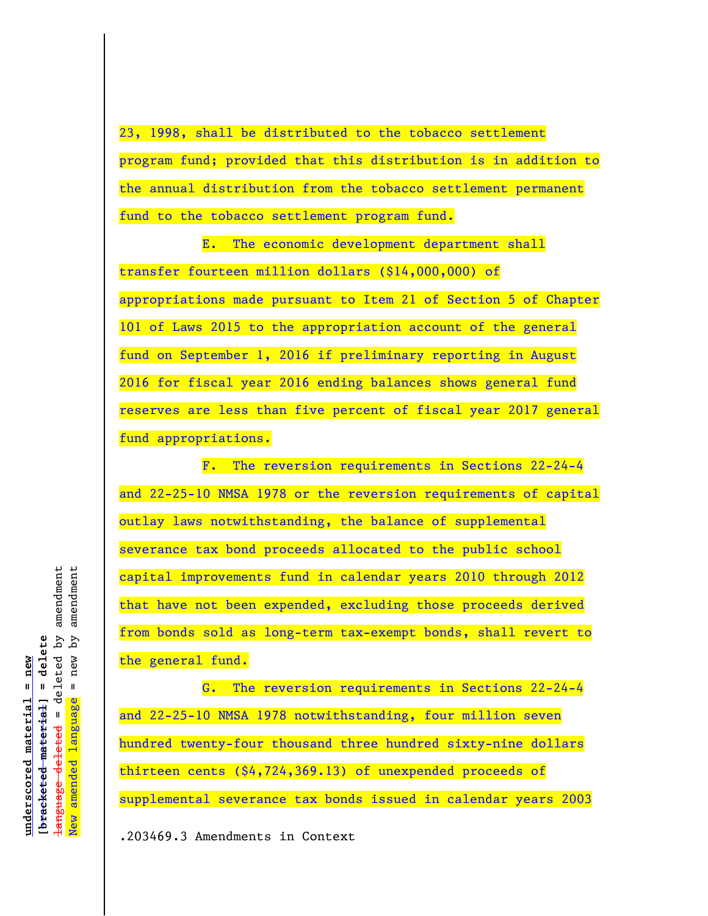23, 1998, shall be distributed to the tobacco settlement program fund; provided that this distribution is in addition to the annual distribution from the tobacco settlement permanent fund to the tobacco settlement program fund.

E. The economic development department shall transfer fourteen million dollars ($14,000,000) of appropriations made pursuant to Item 21 of Section 5 of Chapter 101 of Laws 2015 to the appropriation account of the general fund on September 1, 2016 if preliminary reporting in August 2016 for fiscal year 2016 ending balances shows general fund reserves are less than five percent of fiscal year 2017 general fund appropriations.

F. The reversion requirements in Sections 22-24-4 and 22-25-10 NMSA 1978 or the reversion requirements of capital outlay laws notwithstanding, the balance of supplemental severance tax bond proceeds allocated to the public school capital improvements fund in calendar years 2010 through 2012 that have not been expended, excluding those proceeds derived from bonds sold as long-term tax-exempt bonds, shall revert to the general fund.

G. The reversion requirements in Sections 22-24-4 and 22-25-10 NMSA 1978 notwithstanding, four million seven hundred twenty-four thousand three hundred sixty-nine dollars thirteen cents ($4,724,369.13) of unexpended proceeds of supplemental severance tax bonds issued in calendar years 2003

.203469.3 Amendments in Context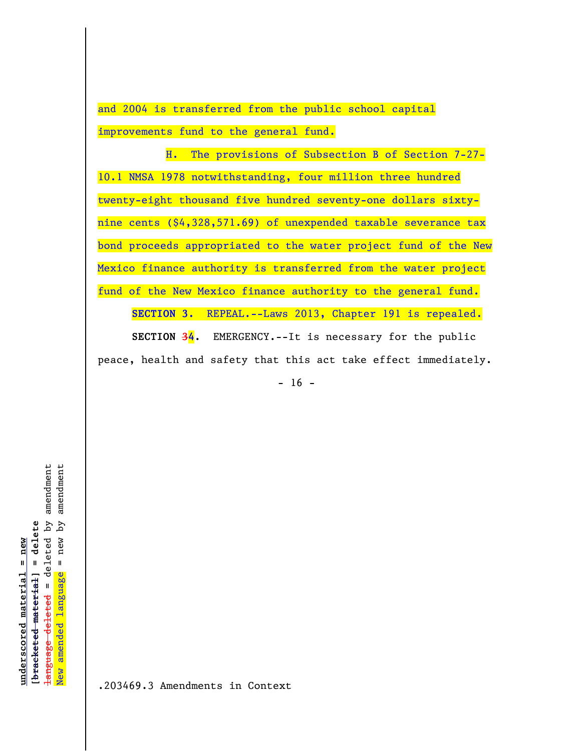and 2004 is transferred from the public school capital improvements fund to the general fund.

H. The provisions of Subsection B of Section 7-27-10.1 NMSA 1978 notwithstanding, four million three hundred twenty-eight thousand five hundred seventy-one dollars sixty-nine cents ($4,328,571.69) of unexpended taxable severance tax bond proceeds appropriated to the water project fund of the New Mexico finance authority is transferred from the water project fund of the New Mexico finance authority to the general fund.

**SECTION 3.** REPEAL.--Laws 2013, Chapter 191 is repealed.

**SECTION ~~3~~4.** EMERGENCY.--It is necessary for the public peace, health and safety that this act take effect immediately.

.203469.3 Amendments in Context

**underscored material = new**
**[~~bracketed material~~] = delete**
~~language deleted~~ = deleted by amendment
New amended language = new by amendment